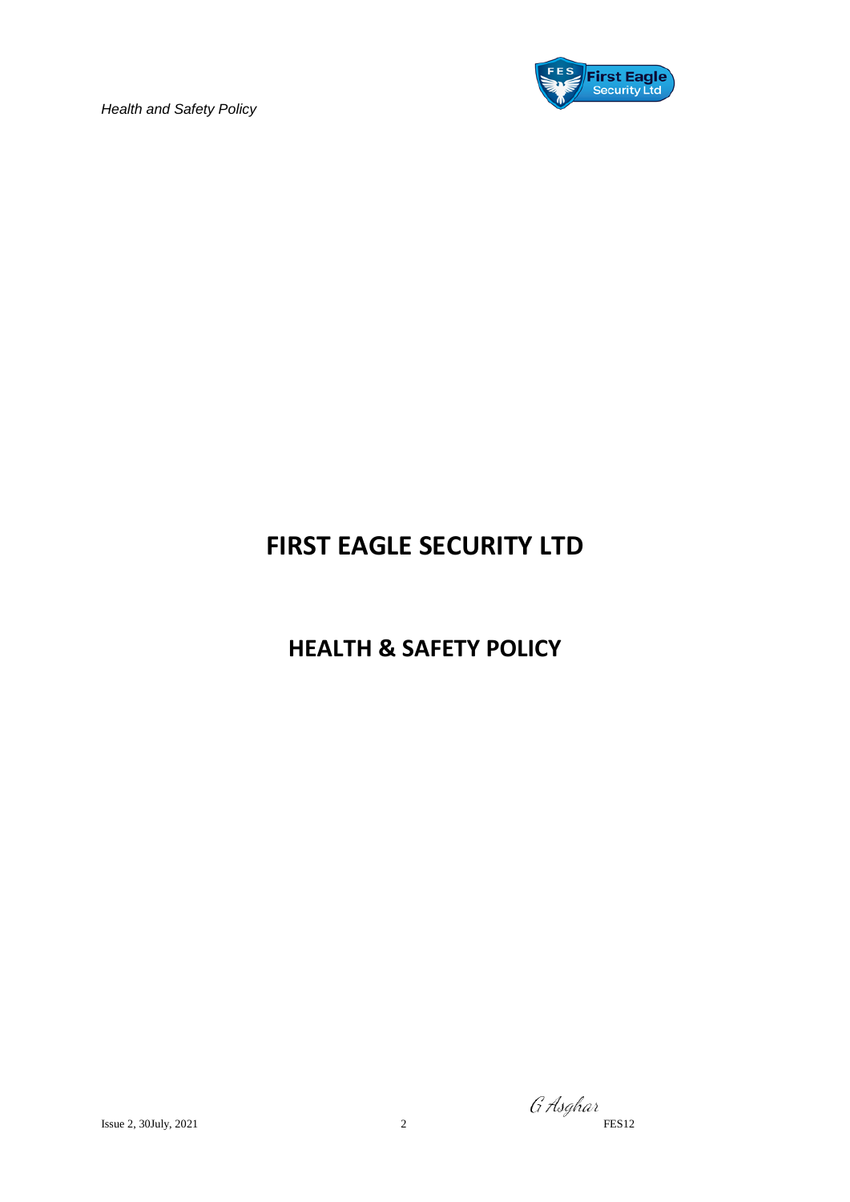# FIRST EAGLE SECURITY LTD

## HEALTH & SAFETY POLICY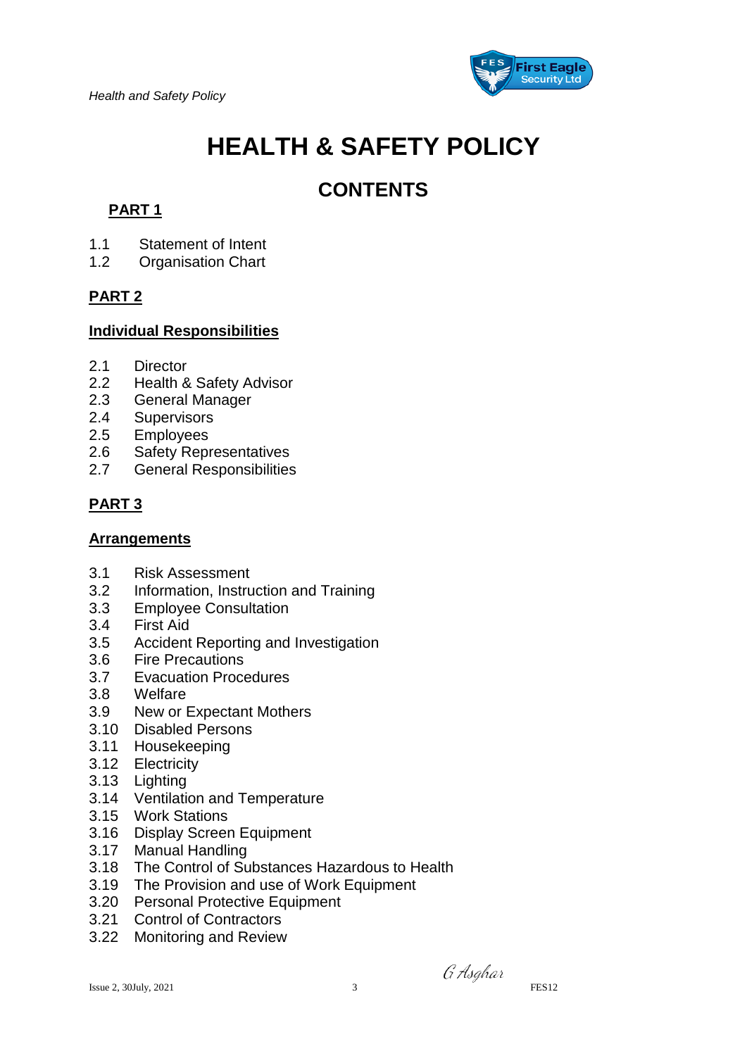# HEALTH & SAFETY POLICY

## CONTENTS

### PART 1

1.1 Statement of Intent
1.2 Organisation Chart

### PART 2

**Individual Responsibilities**

2.1 Director
2.2 Health & Safety Advisor
2.3 General Manager
2.4 Supervisors
2.5 Employees
2.6 Safety Representatives
2.7 General Responsibilities

### PART 3

**Arrangements**

3.1 Risk Assessment
3.2 Information, Instruction and Training
3.3 Employee Consultation
3.4 First Aid
3.5 Accident Reporting and Investigation
3.6 Fire Precautions
3.7 Evacuation Procedures
3.8 Welfare
3.9 New or Expectant Mothers
3.10 Disabled Persons
3.11 Housekeeping
3.12 Electricity
3.13 Lighting
3.14 Ventilation and Temperature
3.15 Work Stations
3.16 Display Screen Equipment
3.17 Manual Handling
3.18 The Control of Substances Hazardous to Health
3.19 The Provision and use of Work Equipment
3.20 Personal Protective Equipment
3.21 Control of Contractors
3.22 Monitoring and Review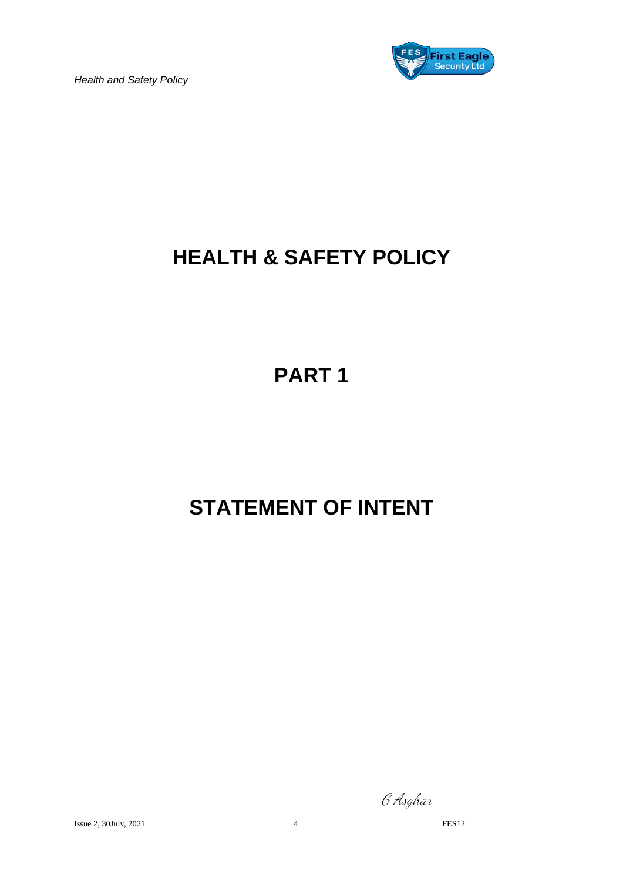# HEALTH & SAFETY POLICY

# PART 1

# STATEMENT OF INTENT

G Asghar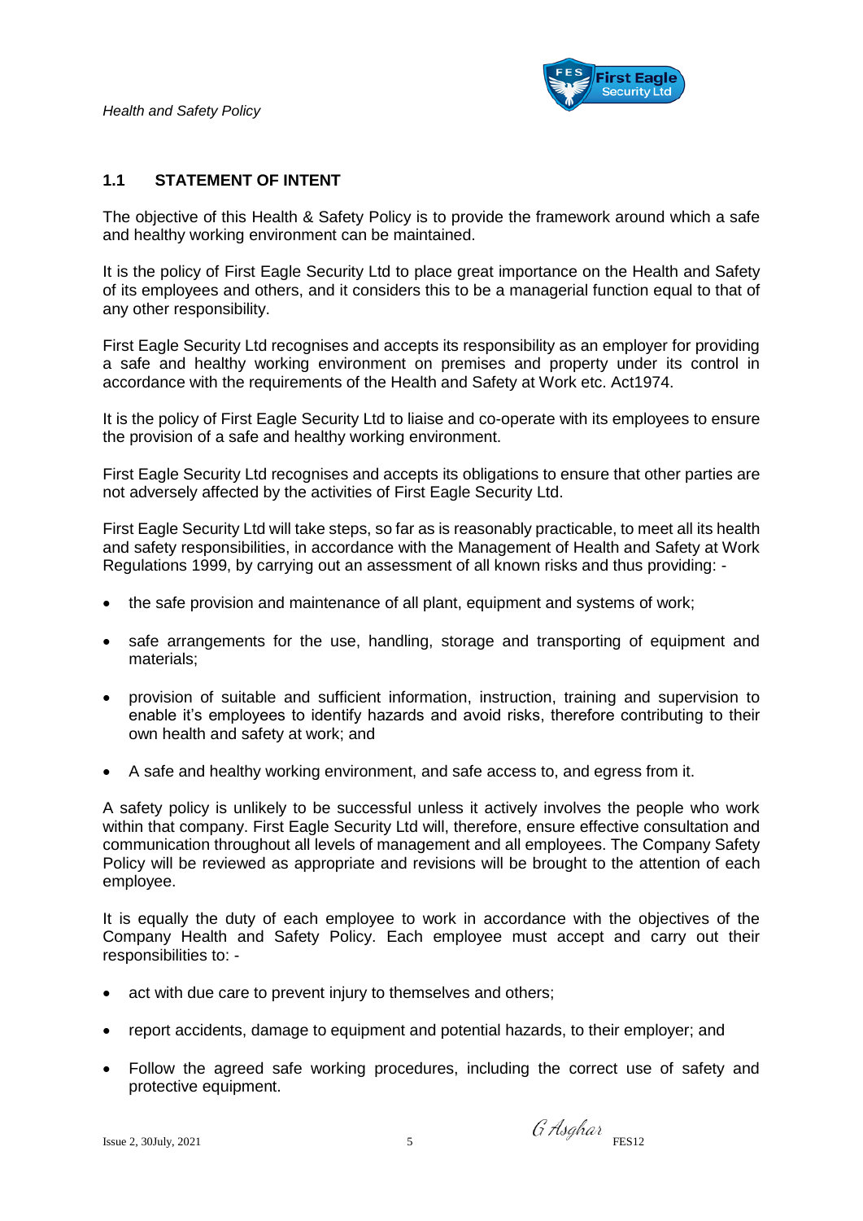## 1.1 STATEMENT OF INTENT

The objective of this Health & Safety Policy is to provide the framework around which a safe and healthy working environment can be maintained.

It is the policy of First Eagle Security Ltd to place great importance on the Health and Safety of its employees and others, and it considers this to be a managerial function equal to that of any other responsibility.

First Eagle Security Ltd recognises and accepts its responsibility as an employer for providing a safe and healthy working environment on premises and property under its control in accordance with the requirements of the Health and Safety at Work etc. Act1974.

It is the policy of First Eagle Security Ltd to liaise and co-operate with its employees to ensure the provision of a safe and healthy working environment.

First Eagle Security Ltd recognises and accepts its obligations to ensure that other parties are not adversely affected by the activities of First Eagle Security Ltd.

First Eagle Security Ltd will take steps, so far as is reasonably practicable, to meet all its health and safety responsibilities, in accordance with the Management of Health and Safety at Work Regulations 1999, by carrying out an assessment of all known risks and thus providing: -

- the safe provision and maintenance of all plant, equipment and systems of work;
- safe arrangements for the use, handling, storage and transporting of equipment and materials;
- provision of suitable and sufficient information, instruction, training and supervision to enable it's employees to identify hazards and avoid risks, therefore contributing to their own health and safety at work; and
- A safe and healthy working environment, and safe access to, and egress from it.

A safety policy is unlikely to be successful unless it actively involves the people who work within that company. First Eagle Security Ltd will, therefore, ensure effective consultation and communication throughout all levels of management and all employees. The Company Safety Policy will be reviewed as appropriate and revisions will be brought to the attention of each employee.

It is equally the duty of each employee to work in accordance with the objectives of the Company Health and Safety Policy. Each employee must accept and carry out their responsibilities to: -

- act with due care to prevent injury to themselves and others;
- report accidents, damage to equipment and potential hazards, to their employer; and
- Follow the agreed safe working procedures, including the correct use of safety and protective equipment.

G Asghar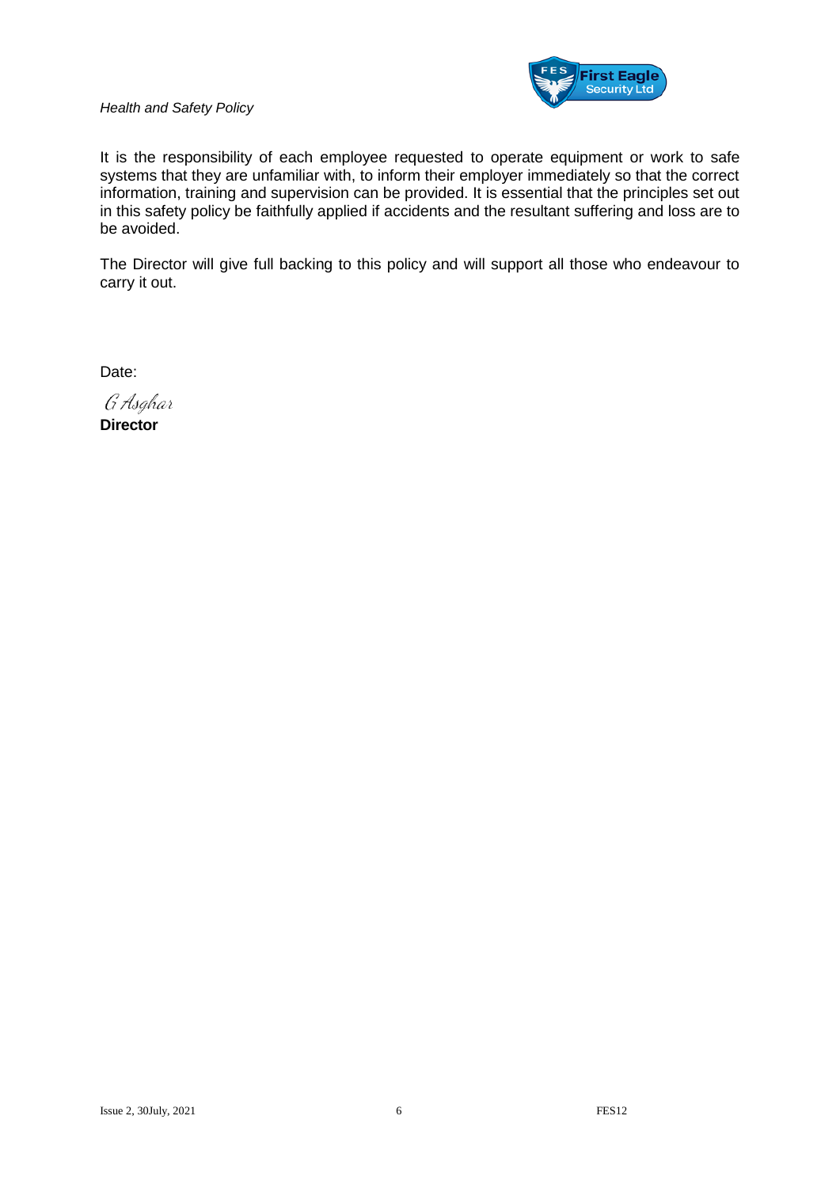It is the responsibility of each employee requested to operate equipment or work to safe systems that they are unfamiliar with, to inform their employer immediately so that the correct information, training and supervision can be provided. It is essential that the principles set out in this safety policy be faithfully applied if accidents and the resultant suffering and loss are to be avoided.

The Director will give full backing to this policy and will support all those who endeavour to carry it out.

Date:

*G Asghar*
**Director**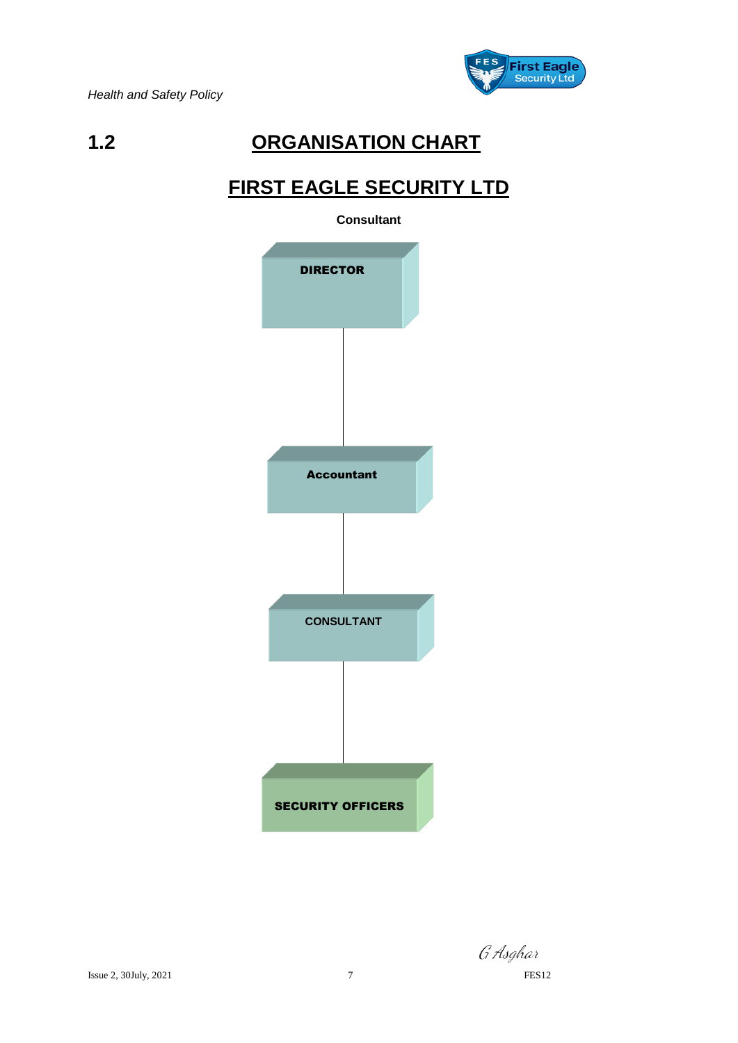## 1.2 ORGANISATION CHART

## FIRST EAGLE SECURITY LTD

**Consultant**

**DIRECTOR**

**Accountant**

**CONSULTANT**

**SECURITY OFFICERS**

G Asghar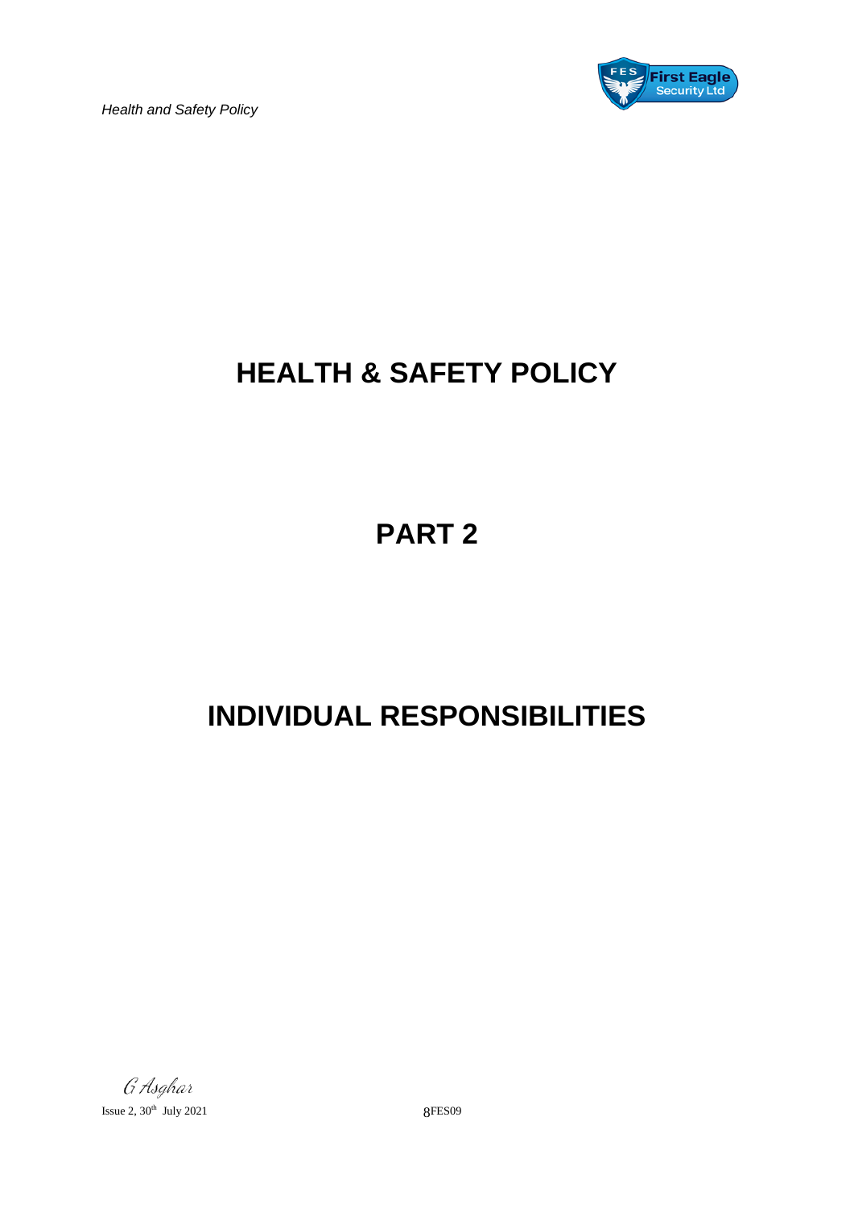# HEALTH & SAFETY POLICY

# PART 2

# INDIVIDUAL RESPONSIBILITIES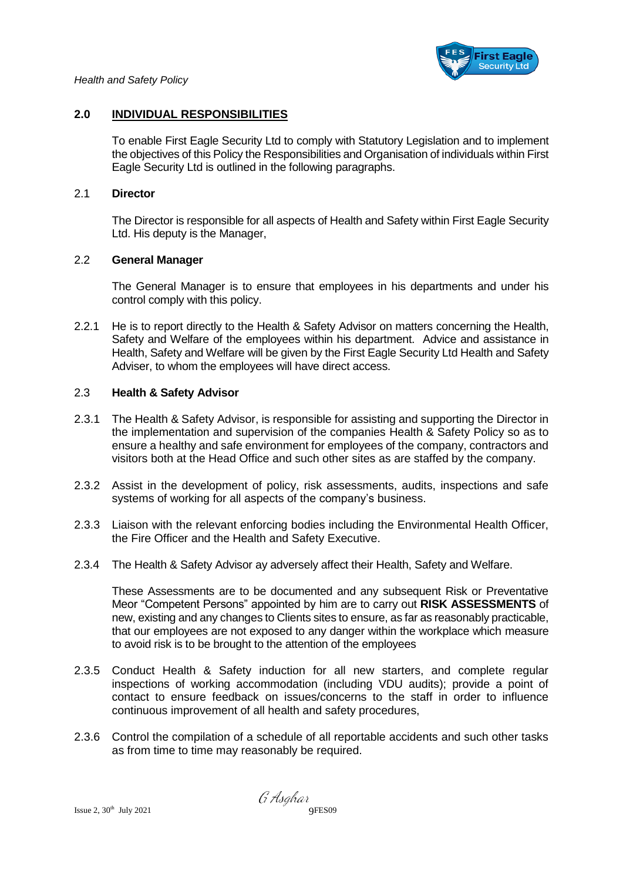## 2.0 INDIVIDUAL RESPONSIBILITIES

To enable First Eagle Security Ltd to comply with Statutory Legislation and to implement the objectives of this Policy the Responsibilities and Organisation of individuals within First Eagle Security Ltd is outlined in the following paragraphs.

### 2.1 Director

The Director is responsible for all aspects of Health and Safety within First Eagle Security Ltd. His deputy is the Manager,

### 2.2 General Manager

The General Manager is to ensure that employees in his departments and under his control comply with this policy.

2.2.1 He is to report directly to the Health & Safety Advisor on matters concerning the Health, Safety and Welfare of the employees within his department. Advice and assistance in Health, Safety and Welfare will be given by the First Eagle Security Ltd Health and Safety Adviser, to whom the employees will have direct access.

### 2.3 Health & Safety Advisor

2.3.1 The Health & Safety Advisor, is responsible for assisting and supporting the Director in the implementation and supervision of the companies Health & Safety Policy so as to ensure a healthy and safe environment for employees of the company, contractors and visitors both at the Head Office and such other sites as are staffed by the company.

2.3.2 Assist in the development of policy, risk assessments, audits, inspections and safe systems of working for all aspects of the company's business.

2.3.3 Liaison with the relevant enforcing bodies including the Environmental Health Officer, the Fire Officer and the Health and Safety Executive.

2.3.4 The Health & Safety Advisor ay adversely affect their Health, Safety and Welfare.

These Assessments are to be documented and any subsequent Risk or Preventative Meor "Competent Persons" appointed by him are to carry out **RISK ASSESSMENTS** of new, existing and any changes to Clients sites to ensure, as far as reasonably practicable, that our employees are not exposed to any danger within the workplace which measure to avoid risk is to be brought to the attention of the employees

2.3.5 Conduct Health & Safety induction for all new starters, and complete regular inspections of working accommodation (including VDU audits); provide a point of contact to ensure feedback on issues/concerns to the staff in order to influence continuous improvement of all health and safety procedures,

2.3.6 Control the compilation of a schedule of all reportable accidents and such other tasks as from time to time may reasonably be required.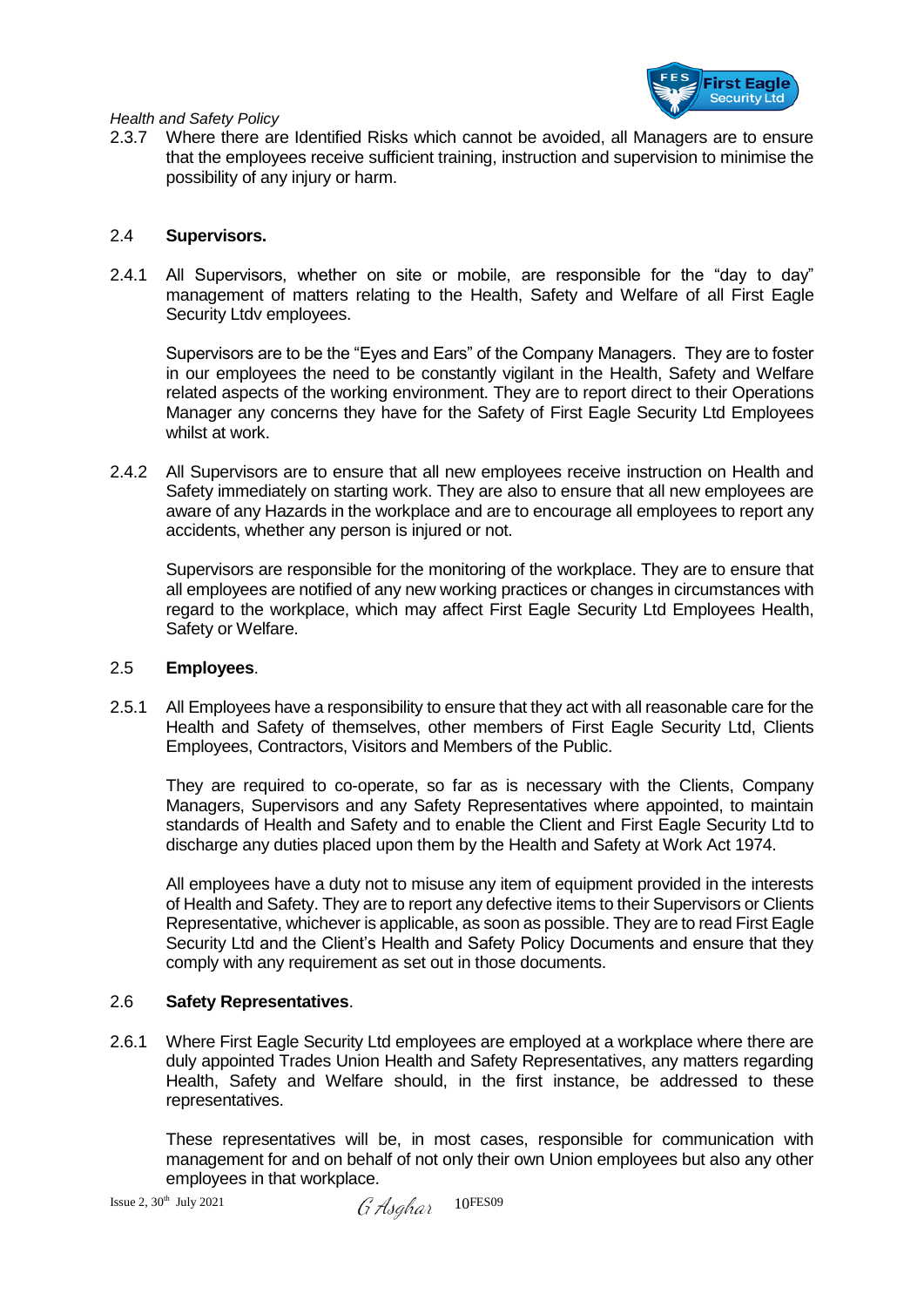2.3.7 Where there are Identified Risks which cannot be avoided, all Managers are to ensure that the employees receive sufficient training, instruction and supervision to minimise the possibility of any injury or harm.

## 2.4 Supervisors.

2.4.1 All Supervisors, whether on site or mobile, are responsible for the "day to day" management of matters relating to the Health, Safety and Welfare of all First Eagle Security Ltdv employees.

Supervisors are to be the "Eyes and Ears" of the Company Managers. They are to foster in our employees the need to be constantly vigilant in the Health, Safety and Welfare related aspects of the working environment. They are to report direct to their Operations Manager any concerns they have for the Safety of First Eagle Security Ltd Employees whilst at work.

2.4.2 All Supervisors are to ensure that all new employees receive instruction on Health and Safety immediately on starting work. They are also to ensure that all new employees are aware of any Hazards in the workplace and are to encourage all employees to report any accidents, whether any person is injured or not.

Supervisors are responsible for the monitoring of the workplace. They are to ensure that all employees are notified of any new working practices or changes in circumstances with regard to the workplace, which may affect First Eagle Security Ltd Employees Health, Safety or Welfare.

## 2.5 Employees.

2.5.1 All Employees have a responsibility to ensure that they act with all reasonable care for the Health and Safety of themselves, other members of First Eagle Security Ltd, Clients Employees, Contractors, Visitors and Members of the Public.

They are required to co-operate, so far as is necessary with the Clients, Company Managers, Supervisors and any Safety Representatives where appointed, to maintain standards of Health and Safety and to enable the Client and First Eagle Security Ltd to discharge any duties placed upon them by the Health and Safety at Work Act 1974.

All employees have a duty not to misuse any item of equipment provided in the interests of Health and Safety. They are to report any defective items to their Supervisors or Clients Representative, whichever is applicable, as soon as possible. They are to read First Eagle Security Ltd and the Client's Health and Safety Policy Documents and ensure that they comply with any requirement as set out in those documents.

## 2.6 Safety Representatives.

2.6.1 Where First Eagle Security Ltd employees are employed at a workplace where there are duly appointed Trades Union Health and Safety Representatives, any matters regarding Health, Safety and Welfare should, in the first instance, be addressed to these representatives.

These representatives will be, in most cases, responsible for communication with management for and on behalf of not only their own Union employees but also any other employees in that workplace.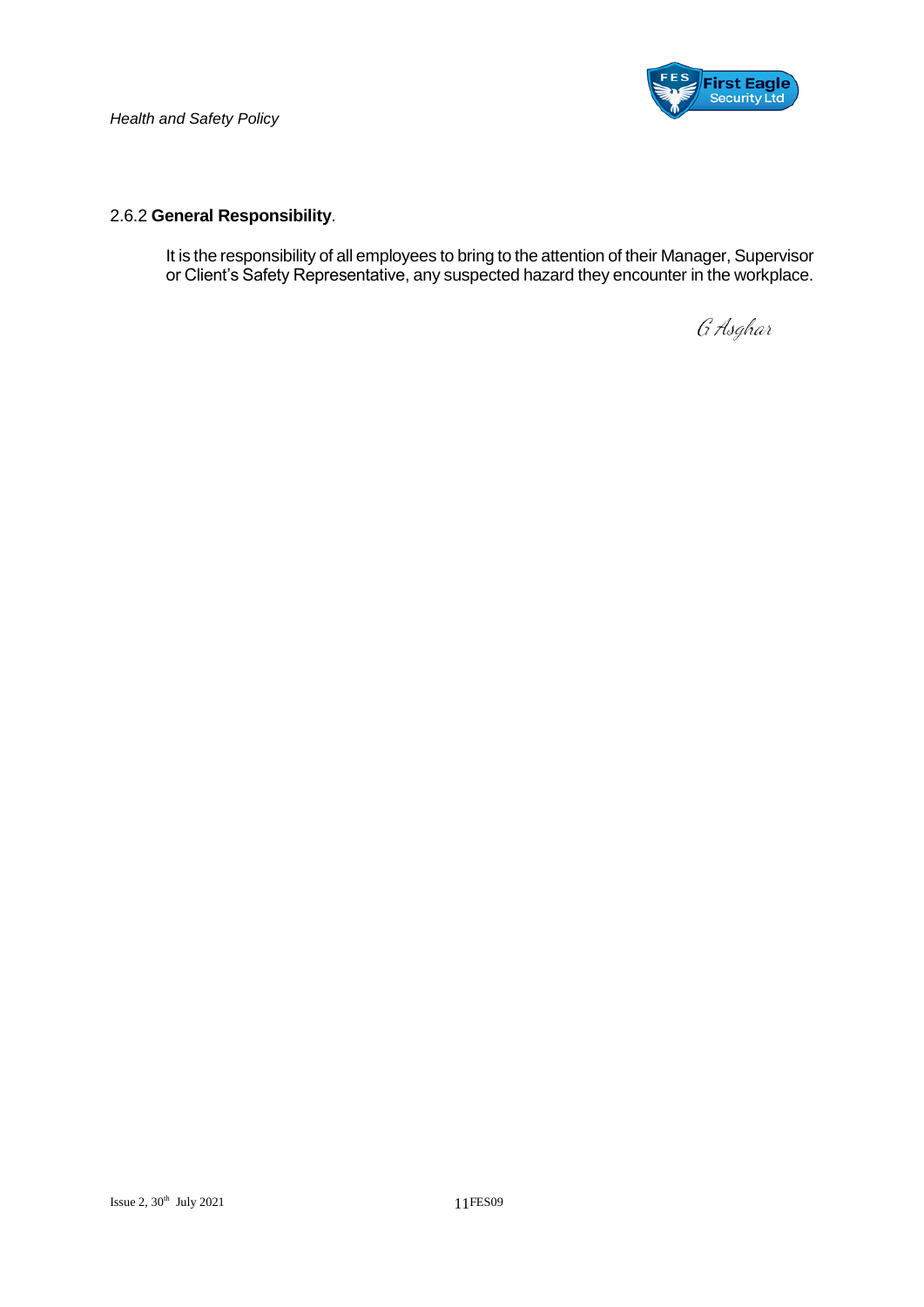2.6.2 **General Responsibility**.

It is the responsibility of all employees to bring to the attention of their Manager, Supervisor or Client's Safety Representative, any suspected hazard they encounter in the workplace.

G Asghar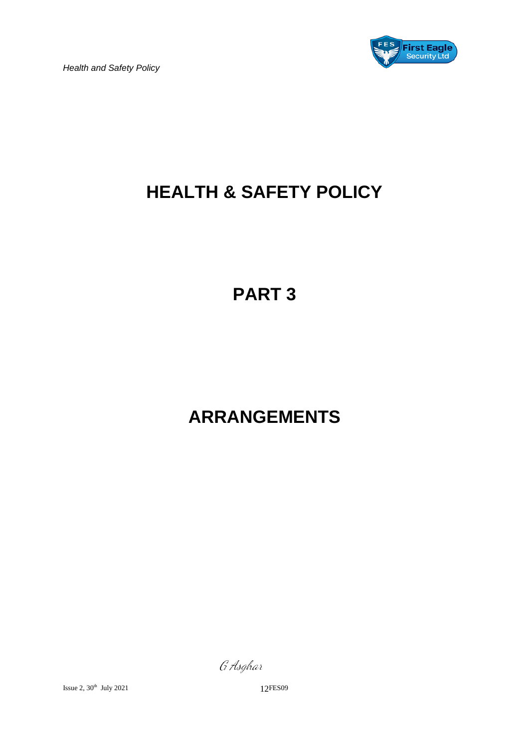# HEALTH & SAFETY POLICY

# PART 3

# ARRANGEMENTS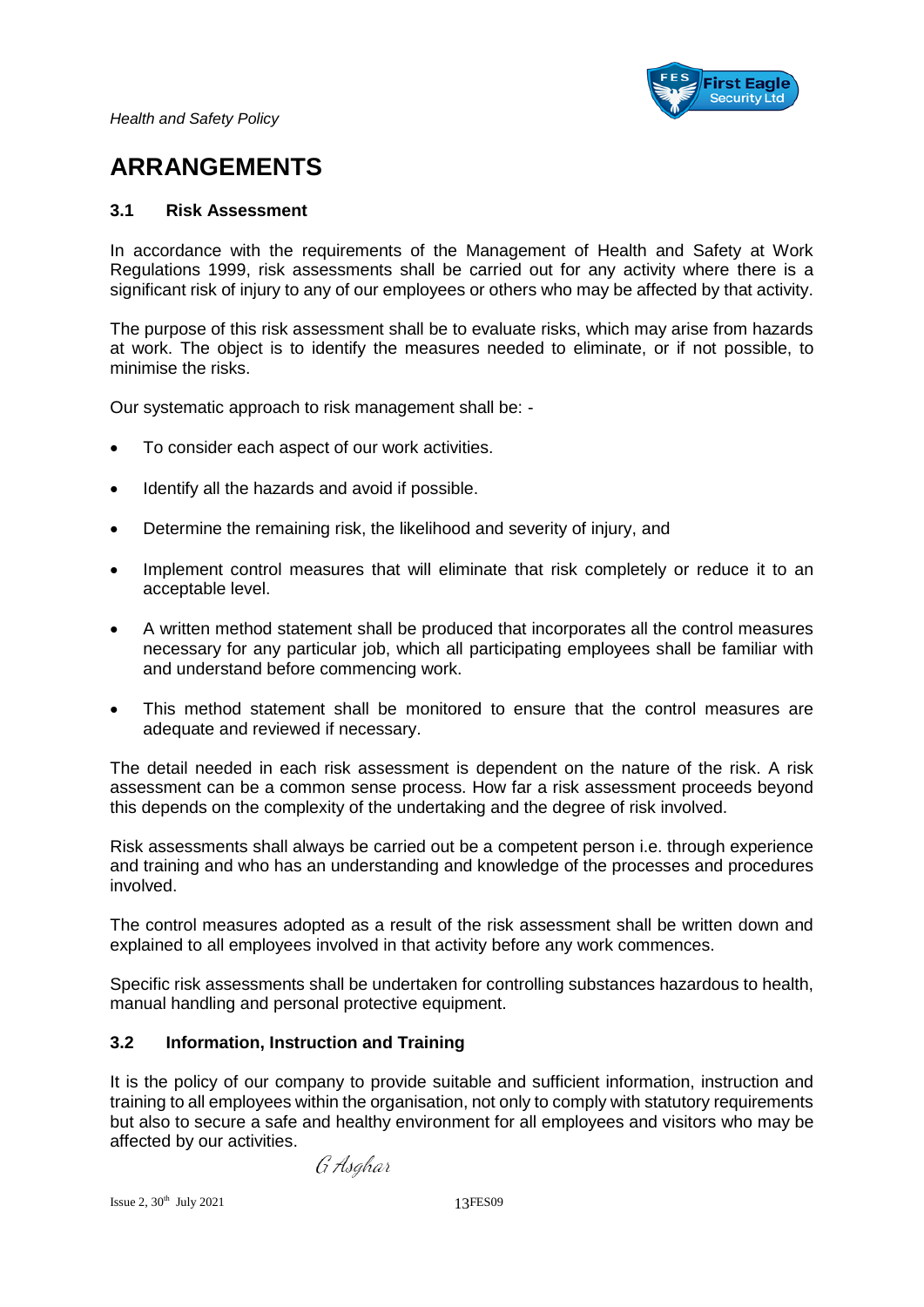# ARRANGEMENTS

### 3.1 Risk Assessment

In accordance with the requirements of the Management of Health and Safety at Work Regulations 1999, risk assessments shall be carried out for any activity where there is a significant risk of injury to any of our employees or others who may be affected by that activity.

The purpose of this risk assessment shall be to evaluate risks, which may arise from hazards at work. The object is to identify the measures needed to eliminate, or if not possible, to minimise the risks.

Our systematic approach to risk management shall be: -

- To consider each aspect of our work activities.
- Identify all the hazards and avoid if possible.
- Determine the remaining risk, the likelihood and severity of injury, and
- Implement control measures that will eliminate that risk completely or reduce it to an acceptable level.
- A written method statement shall be produced that incorporates all the control measures necessary for any particular job, which all participating employees shall be familiar with and understand before commencing work.
- This method statement shall be monitored to ensure that the control measures are adequate and reviewed if necessary.

The detail needed in each risk assessment is dependent on the nature of the risk. A risk assessment can be a common sense process. How far a risk assessment proceeds beyond this depends on the complexity of the undertaking and the degree of risk involved.

Risk assessments shall always be carried out be a competent person i.e. through experience and training and who has an understanding and knowledge of the processes and procedures involved.

The control measures adopted as a result of the risk assessment shall be written down and explained to all employees involved in that activity before any work commences.

Specific risk assessments shall be undertaken for controlling substances hazardous to health, manual handling and personal protective equipment.

### 3.2 Information, Instruction and Training

It is the policy of our company to provide suitable and sufficient information, instruction and training to all employees within the organisation, not only to comply with statutory requirements but also to secure a safe and healthy environment for all employees and visitors who may be affected by our activities.

G Asghar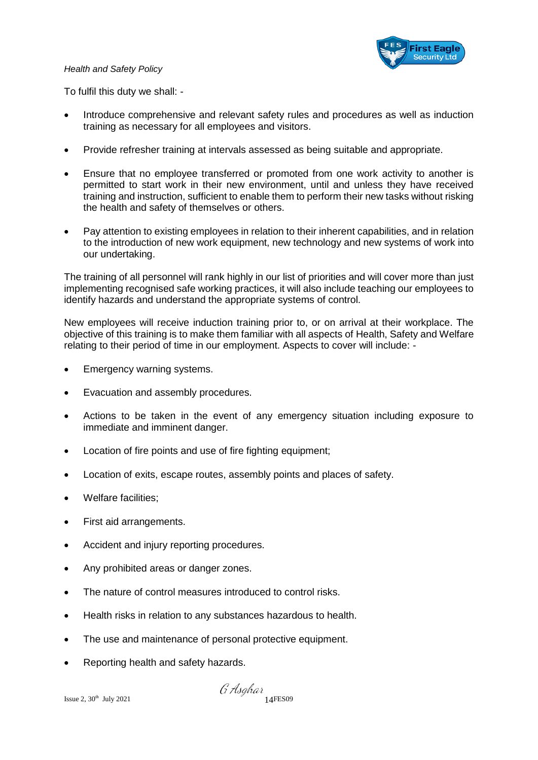To fulfil this duty we shall: -

- Introduce comprehensive and relevant safety rules and procedures as well as induction training as necessary for all employees and visitors.
- Provide refresher training at intervals assessed as being suitable and appropriate.
- Ensure that no employee transferred or promoted from one work activity to another is permitted to start work in their new environment, until and unless they have received training and instruction, sufficient to enable them to perform their new tasks without risking the health and safety of themselves or others.
- Pay attention to existing employees in relation to their inherent capabilities, and in relation to the introduction of new work equipment, new technology and new systems of work into our undertaking.

The training of all personnel will rank highly in our list of priorities and will cover more than just implementing recognised safe working practices, it will also include teaching our employees to identify hazards and understand the appropriate systems of control.

New employees will receive induction training prior to, or on arrival at their workplace. The objective of this training is to make them familiar with all aspects of Health, Safety and Welfare relating to their period of time in our employment. Aspects to cover will include: -

- Emergency warning systems.
- Evacuation and assembly procedures.
- Actions to be taken in the event of any emergency situation including exposure to immediate and imminent danger.
- Location of fire points and use of fire fighting equipment;
- Location of exits, escape routes, assembly points and places of safety.
- Welfare facilities;
- First aid arrangements.
- Accident and injury reporting procedures.
- Any prohibited areas or danger zones.
- The nature of control measures introduced to control risks.
- Health risks in relation to any substances hazardous to health.
- The use and maintenance of personal protective equipment.
- Reporting health and safety hazards.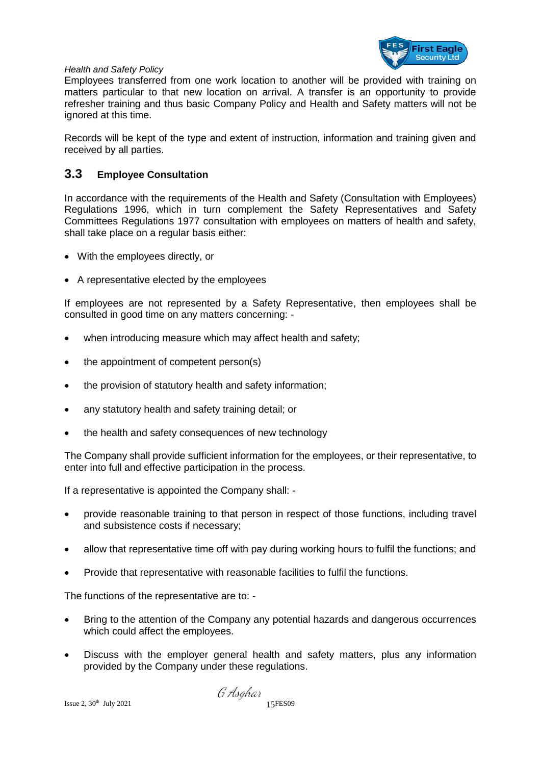Employees transferred from one work location to another will be provided with training on matters particular to that new location on arrival. A transfer is an opportunity to provide refresher training and thus basic Company Policy and Health and Safety matters will not be ignored at this time.

Records will be kept of the type and extent of instruction, information and training given and received by all parties.

## 3.3 Employee Consultation

In accordance with the requirements of the Health and Safety (Consultation with Employees) Regulations 1996, which in turn complement the Safety Representatives and Safety Committees Regulations 1977 consultation with employees on matters of health and safety, shall take place on a regular basis either:

- With the employees directly, or
- A representative elected by the employees

If employees are not represented by a Safety Representative, then employees shall be consulted in good time on any matters concerning: -

- when introducing measure which may affect health and safety;
- the appointment of competent person(s)
- the provision of statutory health and safety information;
- any statutory health and safety training detail; or
- the health and safety consequences of new technology

The Company shall provide sufficient information for the employees, or their representative, to enter into full and effective participation in the process.

If a representative is appointed the Company shall: -

- provide reasonable training to that person in respect of those functions, including travel and subsistence costs if necessary;
- allow that representative time off with pay during working hours to fulfil the functions; and
- Provide that representative with reasonable facilities to fulfil the functions.

The functions of the representative are to: -

- Bring to the attention of the Company any potential hazards and dangerous occurrences which could affect the employees.
- Discuss with the employer general health and safety matters, plus any information provided by the Company under these regulations.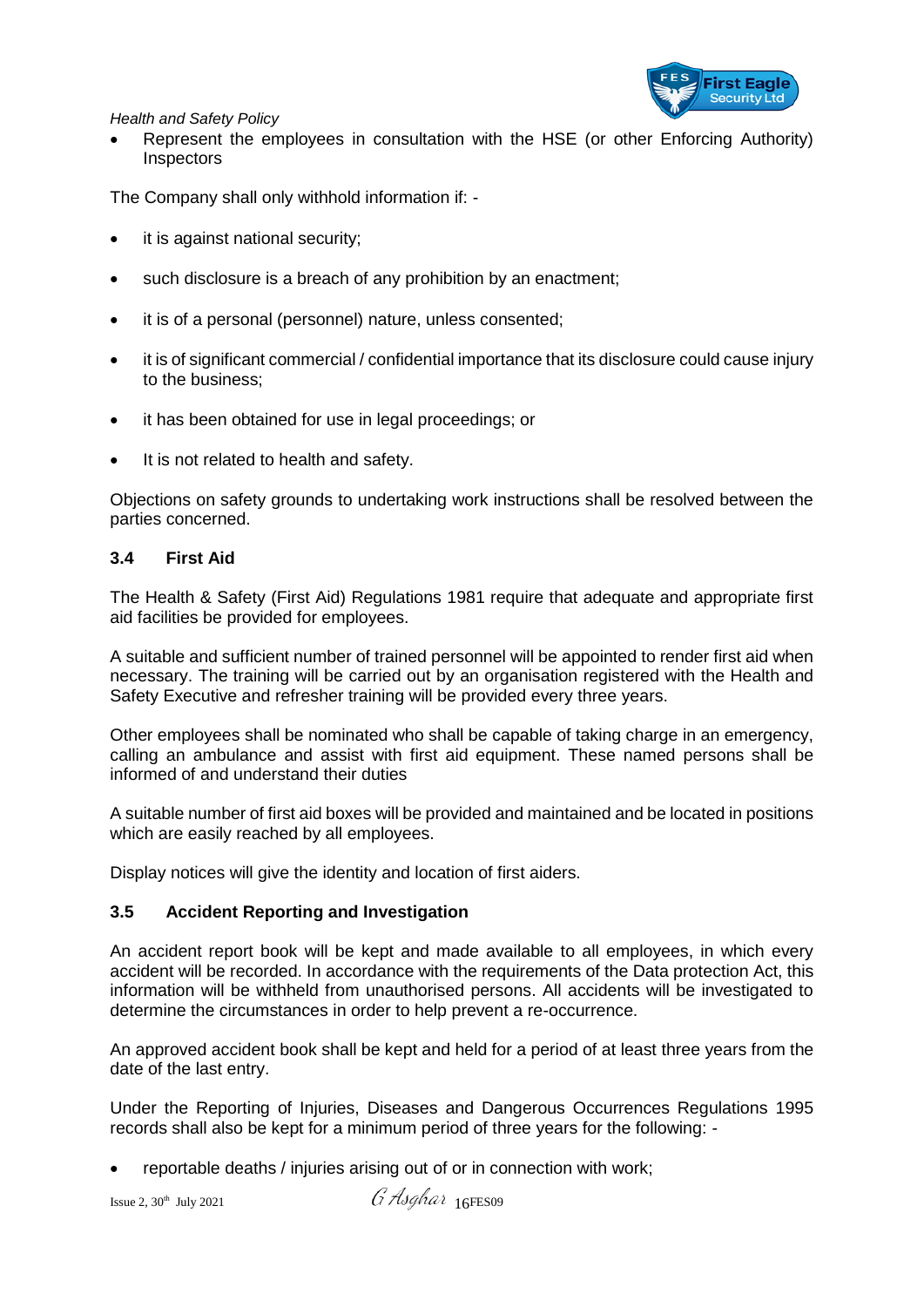- Represent the employees in consultation with the HSE (or other Enforcing Authority) Inspectors

The Company shall only withhold information if: -

- it is against national security;
- such disclosure is a breach of any prohibition by an enactment;
- it is of a personal (personnel) nature, unless consented;
- it is of significant commercial / confidential importance that its disclosure could cause injury to the business;
- it has been obtained for use in legal proceedings; or
- It is not related to health and safety.

Objections on safety grounds to undertaking work instructions shall be resolved between the parties concerned.

### 3.4 First Aid

The Health & Safety (First Aid) Regulations 1981 require that adequate and appropriate first aid facilities be provided for employees.

A suitable and sufficient number of trained personnel will be appointed to render first aid when necessary. The training will be carried out by an organisation registered with the Health and Safety Executive and refresher training will be provided every three years.

Other employees shall be nominated who shall be capable of taking charge in an emergency, calling an ambulance and assist with first aid equipment. These named persons shall be informed of and understand their duties

A suitable number of first aid boxes will be provided and maintained and be located in positions which are easily reached by all employees.

Display notices will give the identity and location of first aiders.

### 3.5 Accident Reporting and Investigation

An accident report book will be kept and made available to all employees, in which every accident will be recorded. In accordance with the requirements of the Data protection Act, this information will be withheld from unauthorised persons. All accidents will be investigated to determine the circumstances in order to help prevent a re-occurrence.

An approved accident book shall be kept and held for a period of at least three years from the date of the last entry.

Under the Reporting of Injuries, Diseases and Dangerous Occurrences Regulations 1995 records shall also be kept for a minimum period of three years for the following: -

- reportable deaths / injuries arising out of or in connection with work;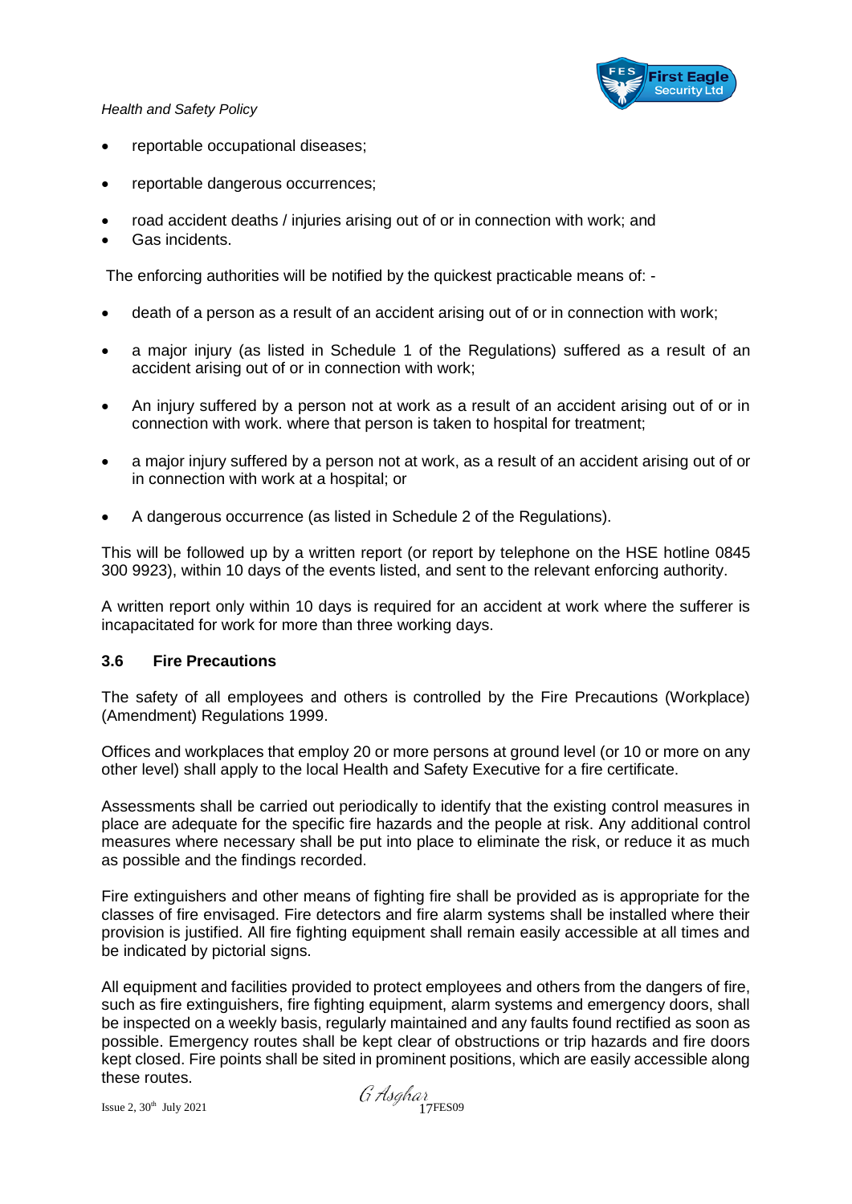- reportable occupational diseases;
- reportable dangerous occurrences;
- road accident deaths / injuries arising out of or in connection with work; and
- Gas incidents.

The enforcing authorities will be notified by the quickest practicable means of: -

- death of a person as a result of an accident arising out of or in connection with work;
- a major injury (as listed in Schedule 1 of the Regulations) suffered as a result of an accident arising out of or in connection with work;
- An injury suffered by a person not at work as a result of an accident arising out of or in connection with work. where that person is taken to hospital for treatment;
- a major injury suffered by a person not at work, as a result of an accident arising out of or in connection with work at a hospital; or
- A dangerous occurrence (as listed in Schedule 2 of the Regulations).

This will be followed up by a written report (or report by telephone on the HSE hotline 0845 300 9923), within 10 days of the events listed, and sent to the relevant enforcing authority.

A written report only within 10 days is required for an accident at work where the sufferer is incapacitated for work for more than three working days.

### 3.6 Fire Precautions

The safety of all employees and others is controlled by the Fire Precautions (Workplace) (Amendment) Regulations 1999.

Offices and workplaces that employ 20 or more persons at ground level (or 10 or more on any other level) shall apply to the local Health and Safety Executive for a fire certificate.

Assessments shall be carried out periodically to identify that the existing control measures in place are adequate for the specific fire hazards and the people at risk. Any additional control measures where necessary shall be put into place to eliminate the risk, or reduce it as much as possible and the findings recorded.

Fire extinguishers and other means of fighting fire shall be provided as is appropriate for the classes of fire envisaged. Fire detectors and fire alarm systems shall be installed where their provision is justified. All fire fighting equipment shall remain easily accessible at all times and be indicated by pictorial signs.

All equipment and facilities provided to protect employees and others from the dangers of fire, such as fire extinguishers, fire fighting equipment, alarm systems and emergency doors, shall be inspected on a weekly basis, regularly maintained and any faults found rectified as soon as possible. Emergency routes shall be kept clear of obstructions or trip hazards and fire doors kept closed. Fire points shall be sited in prominent positions, which are easily accessible along these routes.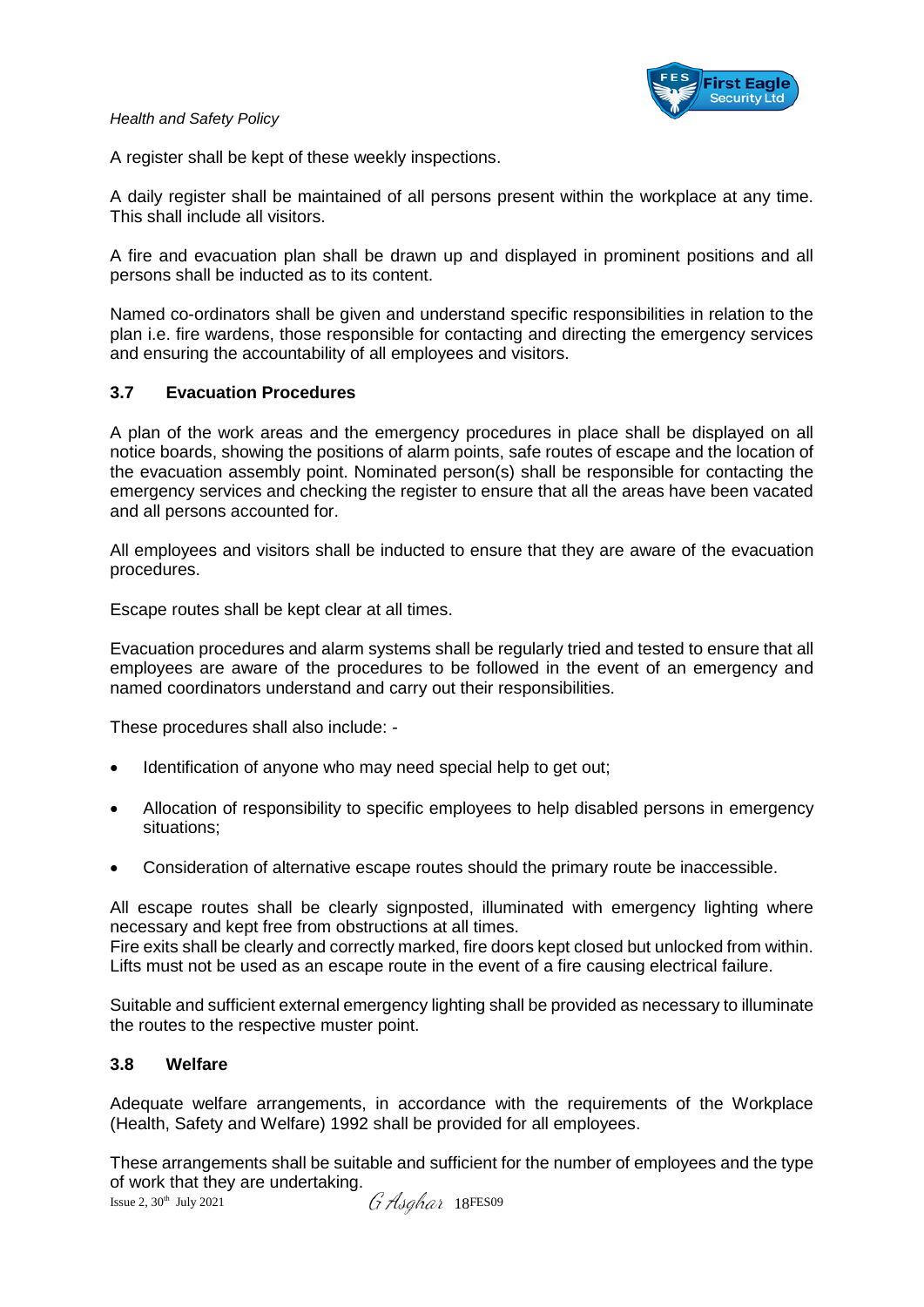A register shall be kept of these weekly inspections.

A daily register shall be maintained of all persons present within the workplace at any time. This shall include all visitors.

A fire and evacuation plan shall be drawn up and displayed in prominent positions and all persons shall be inducted as to its content.

Named co-ordinators shall be given and understand specific responsibilities in relation to the plan i.e. fire wardens, those responsible for contacting and directing the emergency services and ensuring the accountability of all employees and visitors.

### 3.7 Evacuation Procedures

A plan of the work areas and the emergency procedures in place shall be displayed on all notice boards, showing the positions of alarm points, safe routes of escape and the location of the evacuation assembly point. Nominated person(s) shall be responsible for contacting the emergency services and checking the register to ensure that all the areas have been vacated and all persons accounted for.

All employees and visitors shall be inducted to ensure that they are aware of the evacuation procedures.

Escape routes shall be kept clear at all times.

Evacuation procedures and alarm systems shall be regularly tried and tested to ensure that all employees are aware of the procedures to be followed in the event of an emergency and named coordinators understand and carry out their responsibilities.

These procedures shall also include: -

- Identification of anyone who may need special help to get out;
- Allocation of responsibility to specific employees to help disabled persons in emergency situations;
- Consideration of alternative escape routes should the primary route be inaccessible.

All escape routes shall be clearly signposted, illuminated with emergency lighting where necessary and kept free from obstructions at all times.
Fire exits shall be clearly and correctly marked, fire doors kept closed but unlocked from within.
Lifts must not be used as an escape route in the event of a fire causing electrical failure.

Suitable and sufficient external emergency lighting shall be provided as necessary to illuminate the routes to the respective muster point.

### 3.8 Welfare

Adequate welfare arrangements, in accordance with the requirements of the Workplace (Health, Safety and Welfare) 1992 shall be provided for all employees.

These arrangements shall be suitable and sufficient for the number of employees and the type of work that they are undertaking.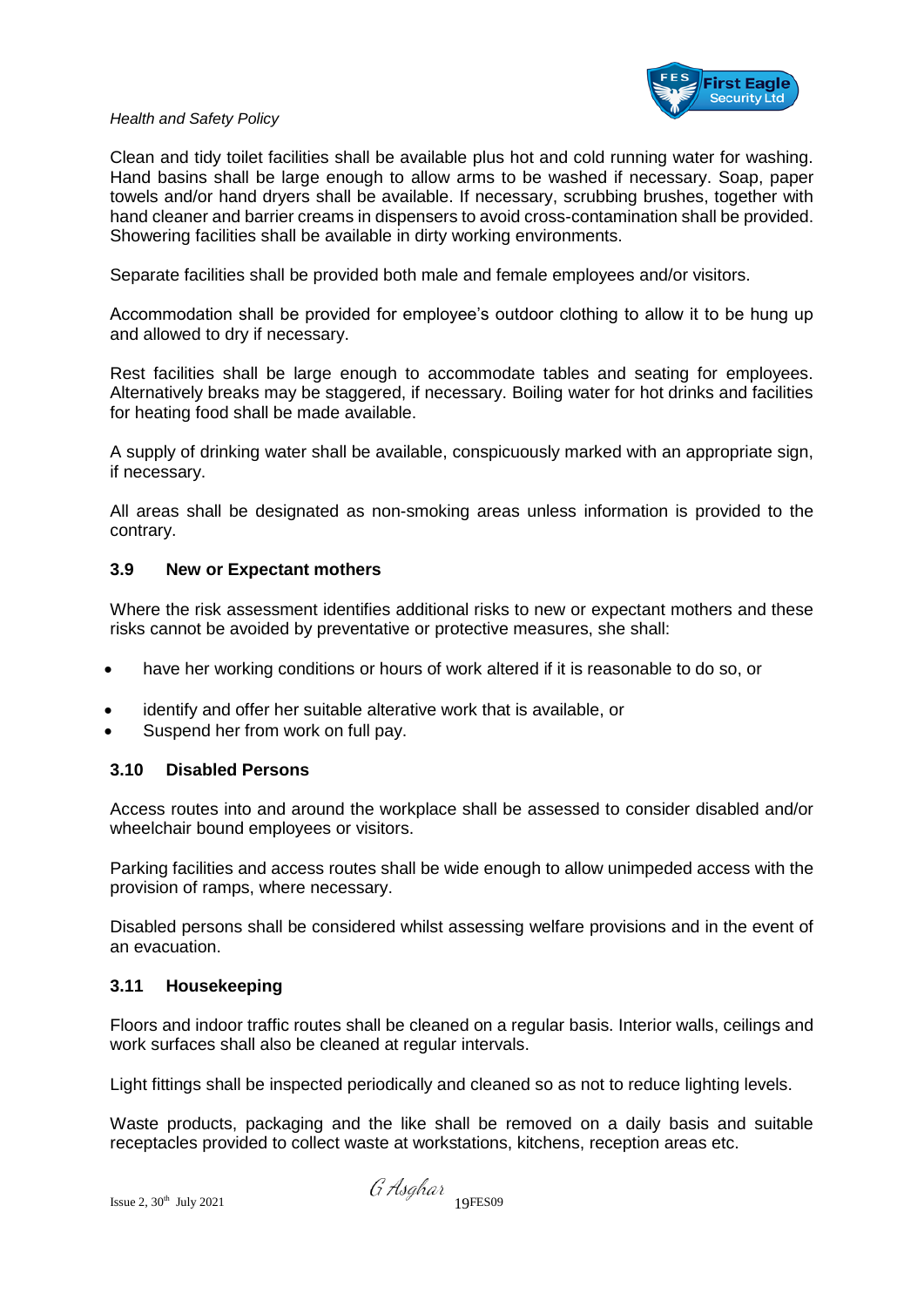Clean and tidy toilet facilities shall be available plus hot and cold running water for washing. Hand basins shall be large enough to allow arms to be washed if necessary. Soap, paper towels and/or hand dryers shall be available. If necessary, scrubbing brushes, together with hand cleaner and barrier creams in dispensers to avoid cross-contamination shall be provided. Showering facilities shall be available in dirty working environments.

Separate facilities shall be provided both male and female employees and/or visitors.

Accommodation shall be provided for employee's outdoor clothing to allow it to be hung up and allowed to dry if necessary.

Rest facilities shall be large enough to accommodate tables and seating for employees. Alternatively breaks may be staggered, if necessary. Boiling water for hot drinks and facilities for heating food shall be made available.

A supply of drinking water shall be available, conspicuously marked with an appropriate sign, if necessary.

All areas shall be designated as non-smoking areas unless information is provided to the contrary.

### 3.9 New or Expectant mothers

Where the risk assessment identifies additional risks to new or expectant mothers and these risks cannot be avoided by preventative or protective measures, she shall:

- have her working conditions or hours of work altered if it is reasonable to do so, or
- identify and offer her suitable alterative work that is available, or
- Suspend her from work on full pay.

### 3.10 Disabled Persons

Access routes into and around the workplace shall be assessed to consider disabled and/or wheelchair bound employees or visitors.

Parking facilities and access routes shall be wide enough to allow unimpeded access with the provision of ramps, where necessary.

Disabled persons shall be considered whilst assessing welfare provisions and in the event of an evacuation.

### 3.11 Housekeeping

Floors and indoor traffic routes shall be cleaned on a regular basis. Interior walls, ceilings and work surfaces shall also be cleaned at regular intervals.

Light fittings shall be inspected periodically and cleaned so as not to reduce lighting levels.

Waste products, packaging and the like shall be removed on a daily basis and suitable receptacles provided to collect waste at workstations, kitchens, reception areas etc.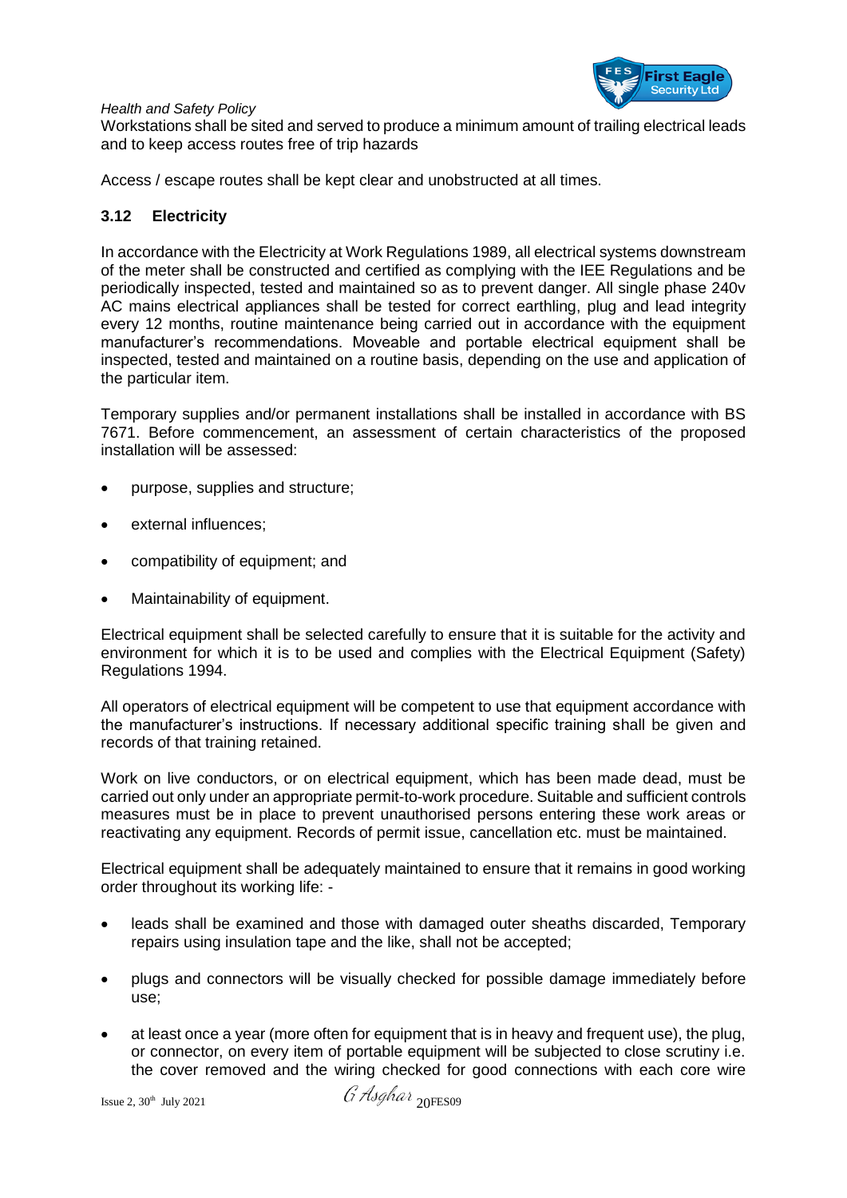Workstations shall be sited and served to produce a minimum amount of trailing electrical leads and to keep access routes free of trip hazards

Access / escape routes shall be kept clear and unobstructed at all times.

### 3.12 Electricity

In accordance with the Electricity at Work Regulations 1989, all electrical systems downstream of the meter shall be constructed and certified as complying with the IEE Regulations and be periodically inspected, tested and maintained so as to prevent danger. All single phase 240v AC mains electrical appliances shall be tested for correct earthling, plug and lead integrity every 12 months, routine maintenance being carried out in accordance with the equipment manufacturer's recommendations. Moveable and portable electrical equipment shall be inspected, tested and maintained on a routine basis, depending on the use and application of the particular item.

Temporary supplies and/or permanent installations shall be installed in accordance with BS 7671. Before commencement, an assessment of certain characteristics of the proposed installation will be assessed:

- purpose, supplies and structure;
- external influences;
- compatibility of equipment; and
- Maintainability of equipment.

Electrical equipment shall be selected carefully to ensure that it is suitable for the activity and environment for which it is to be used and complies with the Electrical Equipment (Safety) Regulations 1994.

All operators of electrical equipment will be competent to use that equipment accordance with the manufacturer's instructions. If necessary additional specific training shall be given and records of that training retained.

Work on live conductors, or on electrical equipment, which has been made dead, must be carried out only under an appropriate permit-to-work procedure. Suitable and sufficient controls measures must be in place to prevent unauthorised persons entering these work areas or reactivating any equipment. Records of permit issue, cancellation etc. must be maintained.

Electrical equipment shall be adequately maintained to ensure that it remains in good working order throughout its working life: -

- leads shall be examined and those with damaged outer sheaths discarded, Temporary repairs using insulation tape and the like, shall not be accepted;
- plugs and connectors will be visually checked for possible damage immediately before use;
- at least once a year (more often for equipment that is in heavy and frequent use), the plug, or connector, on every item of portable equipment will be subjected to close scrutiny i.e. the cover removed and the wiring checked for good connections with each core wire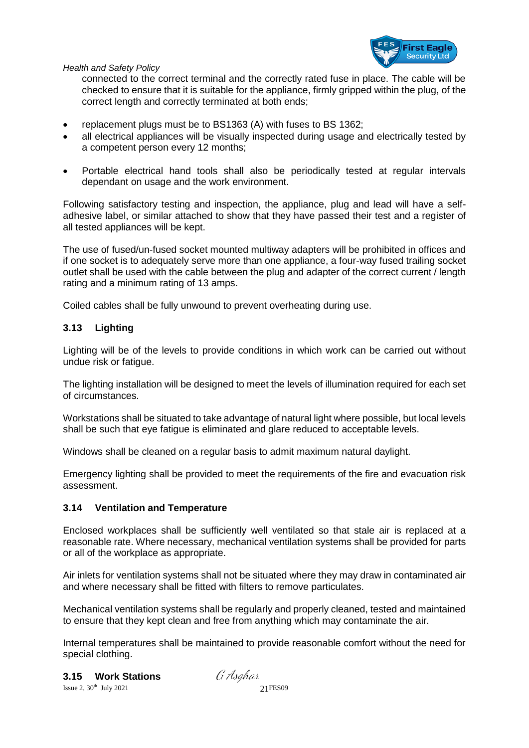connected to the correct terminal and the correctly rated fuse in place. The cable will be checked to ensure that it is suitable for the appliance, firmly gripped within the plug, of the correct length and correctly terminated at both ends;

- replacement plugs must be to BS1363 (A) with fuses to BS 1362;
- all electrical appliances will be visually inspected during usage and electrically tested by a competent person every 12 months;
- Portable electrical hand tools shall also be periodically tested at regular intervals dependant on usage and the work environment.

Following satisfactory testing and inspection, the appliance, plug and lead will have a self-adhesive label, or similar attached to show that they have passed their test and a register of all tested appliances will be kept.

The use of fused/un-fused socket mounted multiway adapters will be prohibited in offices and if one socket is to adequately serve more than one appliance, a four-way fused trailing socket outlet shall be used with the cable between the plug and adapter of the correct current / length rating and a minimum rating of 13 amps.

Coiled cables shall be fully unwound to prevent overheating during use.

### 3.13 Lighting

Lighting will be of the levels to provide conditions in which work can be carried out without undue risk or fatigue.

The lighting installation will be designed to meet the levels of illumination required for each set of circumstances.

Workstations shall be situated to take advantage of natural light where possible, but local levels shall be such that eye fatigue is eliminated and glare reduced to acceptable levels.

Windows shall be cleaned on a regular basis to admit maximum natural daylight.

Emergency lighting shall be provided to meet the requirements of the fire and evacuation risk assessment.

### 3.14 Ventilation and Temperature

Enclosed workplaces shall be sufficiently well ventilated so that stale air is replaced at a reasonable rate. Where necessary, mechanical ventilation systems shall be provided for parts or all of the workplace as appropriate.

Air inlets for ventilation systems shall not be situated where they may draw in contaminated air and where necessary shall be fitted with filters to remove particulates.

Mechanical ventilation systems shall be regularly and properly cleaned, tested and maintained to ensure that they kept clean and free from anything which may contaminate the air.

Internal temperatures shall be maintained to provide reasonable comfort without the need for special clothing.

### 3.15 Work Stations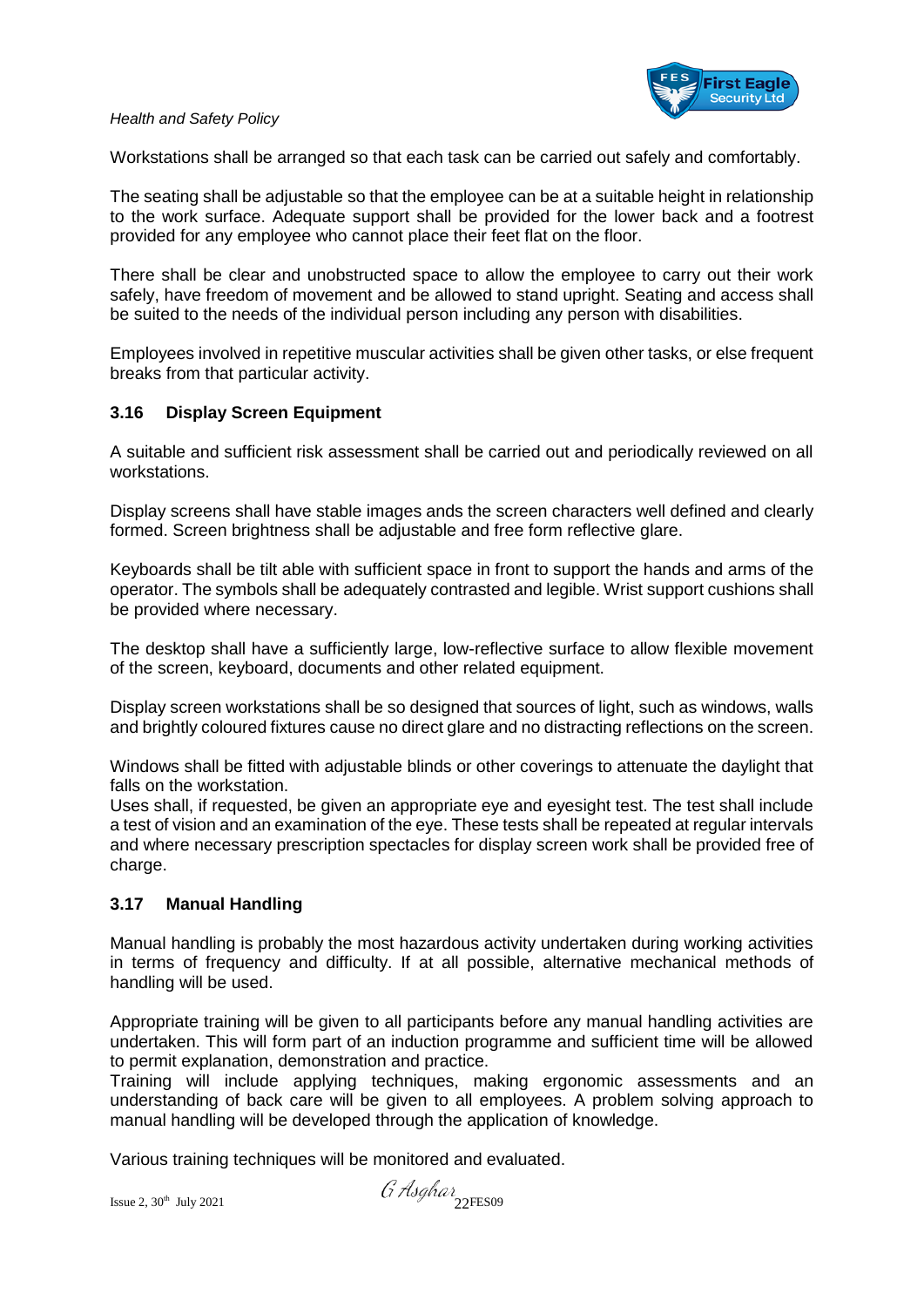Workstations shall be arranged so that each task can be carried out safely and comfortably.

The seating shall be adjustable so that the employee can be at a suitable height in relationship to the work surface. Adequate support shall be provided for the lower back and a footrest provided for any employee who cannot place their feet flat on the floor.

There shall be clear and unobstructed space to allow the employee to carry out their work safely, have freedom of movement and be allowed to stand upright. Seating and access shall be suited to the needs of the individual person including any person with disabilities.

Employees involved in repetitive muscular activities shall be given other tasks, or else frequent breaks from that particular activity.

### 3.16 Display Screen Equipment

A suitable and sufficient risk assessment shall be carried out and periodically reviewed on all workstations.

Display screens shall have stable images ands the screen characters well defined and clearly formed. Screen brightness shall be adjustable and free form reflective glare.

Keyboards shall be tilt able with sufficient space in front to support the hands and arms of the operator. The symbols shall be adequately contrasted and legible. Wrist support cushions shall be provided where necessary.

The desktop shall have a sufficiently large, low-reflective surface to allow flexible movement of the screen, keyboard, documents and other related equipment.

Display screen workstations shall be so designed that sources of light, such as windows, walls and brightly coloured fixtures cause no direct glare and no distracting reflections on the screen.

Windows shall be fitted with adjustable blinds or other coverings to attenuate the daylight that falls on the workstation.
Uses shall, if requested, be given an appropriate eye and eyesight test. The test shall include a test of vision and an examination of the eye. These tests shall be repeated at regular intervals and where necessary prescription spectacles for display screen work shall be provided free of charge.

### 3.17 Manual Handling

Manual handling is probably the most hazardous activity undertaken during working activities in terms of frequency and difficulty. If at all possible, alternative mechanical methods of handling will be used.

Appropriate training will be given to all participants before any manual handling activities are undertaken. This will form part of an induction programme and sufficient time will be allowed to permit explanation, demonstration and practice.
Training will include applying techniques, making ergonomic assessments and an understanding of back care will be given to all employees. A problem solving approach to manual handling will be developed through the application of knowledge.

Various training techniques will be monitored and evaluated.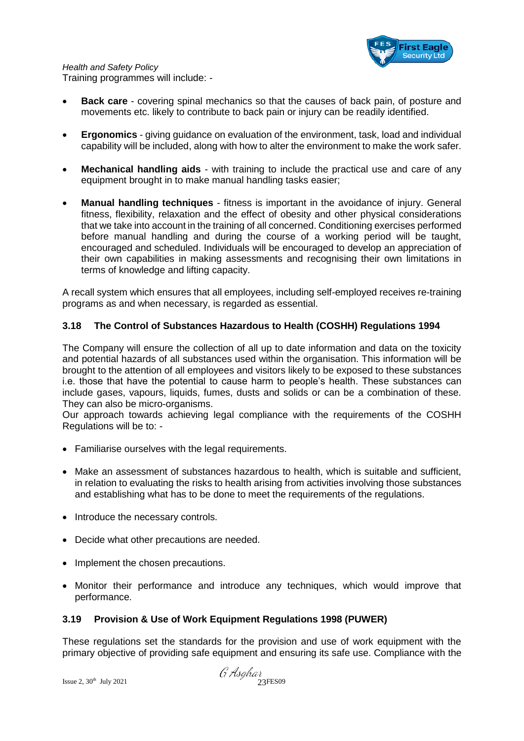Training programmes will include: -

- **Back care** - covering spinal mechanics so that the causes of back pain, of posture and movements etc. likely to contribute to back pain or injury can be readily identified.

- **Ergonomics** - giving guidance on evaluation of the environment, task, load and individual capability will be included, along with how to alter the environment to make the work safer.

- **Mechanical handling aids** - with training to include the practical use and care of any equipment brought in to make manual handling tasks easier;

- **Manual handling techniques** - fitness is important in the avoidance of injury. General fitness, flexibility, relaxation and the effect of obesity and other physical considerations that we take into account in the training of all concerned. Conditioning exercises performed before manual handling and during the course of a working period will be taught, encouraged and scheduled. Individuals will be encouraged to develop an appreciation of their own capabilities in making assessments and recognising their own limitations in terms of knowledge and lifting capacity.

A recall system which ensures that all employees, including self-employed receives re-training programs as and when necessary, is regarded as essential.

### 3.18 The Control of Substances Hazardous to Health (COSHH) Regulations 1994

The Company will ensure the collection of all up to date information and data on the toxicity and potential hazards of all substances used within the organisation. This information will be brought to the attention of all employees and visitors likely to be exposed to these substances i.e. those that have the potential to cause harm to people's health. These substances can include gases, vapours, liquids, fumes, dusts and solids or can be a combination of these. They can also be micro-organisms.
Our approach towards achieving legal compliance with the requirements of the COSHH Regulations will be to: -

- Familiarise ourselves with the legal requirements.

- Make an assessment of substances hazardous to health, which is suitable and sufficient, in relation to evaluating the risks to health arising from activities involving those substances and establishing what has to be done to meet the requirements of the regulations.

- Introduce the necessary controls.

- Decide what other precautions are needed.

- Implement the chosen precautions.

- Monitor their performance and introduce any techniques, which would improve that performance.

### 3.19 Provision & Use of Work Equipment Regulations 1998 (PUWER)

These regulations set the standards for the provision and use of work equipment with the primary objective of providing safe equipment and ensuring its safe use. Compliance with the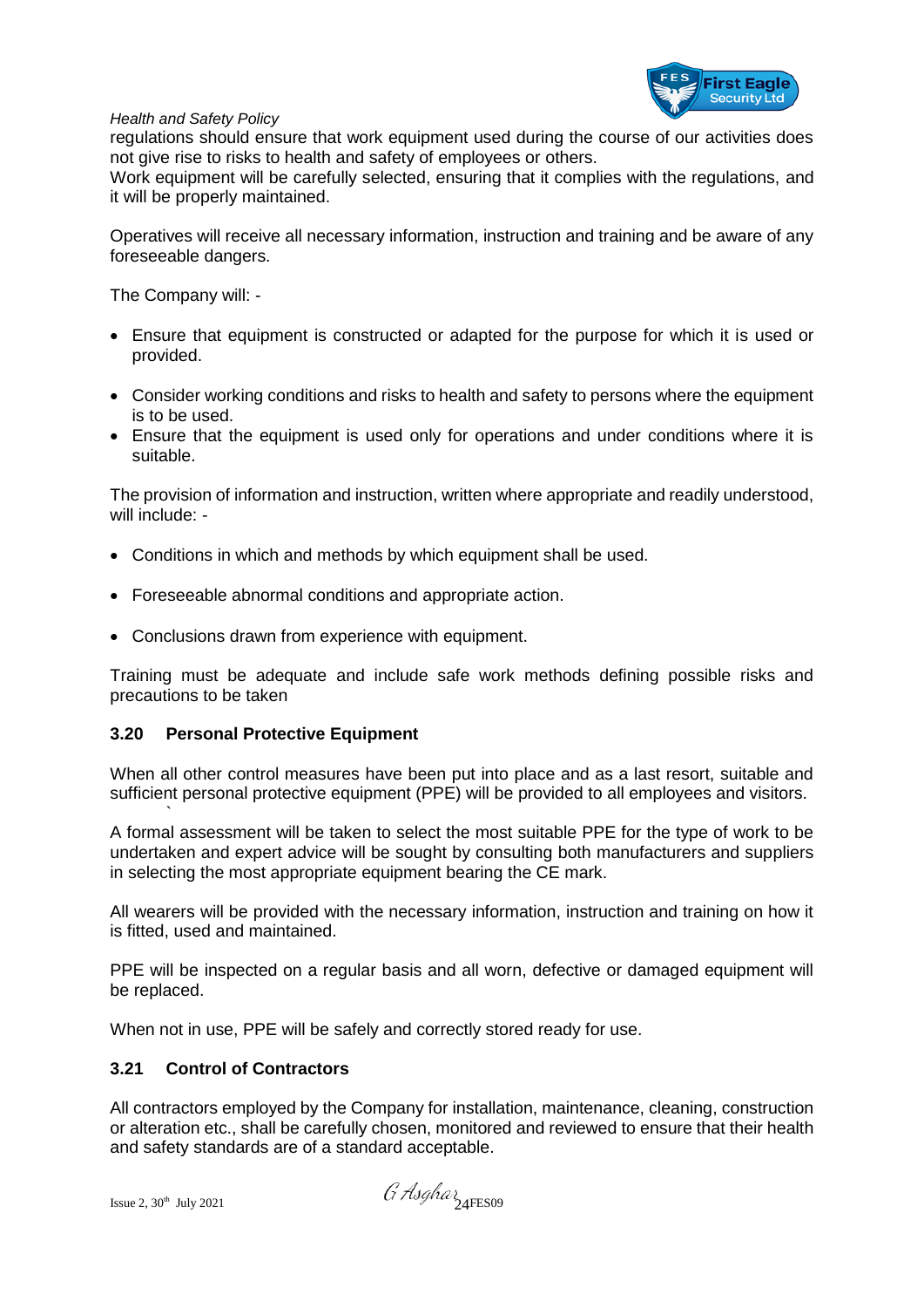regulations should ensure that work equipment used during the course of our activities does not give rise to risks to health and safety of employees or others.
Work equipment will be carefully selected, ensuring that it complies with the regulations, and it will be properly maintained.

Operatives will receive all necessary information, instruction and training and be aware of any foreseeable dangers.

The Company will: -

- Ensure that equipment is constructed or adapted for the purpose for which it is used or provided.
- Consider working conditions and risks to health and safety to persons where the equipment is to be used.
- Ensure that the equipment is used only for operations and under conditions where it is suitable.

The provision of information and instruction, written where appropriate and readily understood, will include: -

- Conditions in which and methods by which equipment shall be used.
- Foreseeable abnormal conditions and appropriate action.
- Conclusions drawn from experience with equipment.

Training must be adequate and include safe work methods defining possible risks and precautions to be taken

### 3.20 Personal Protective Equipment

When all other control measures have been put into place and as a last resort, suitable and sufficient personal protective equipment (PPE) will be provided to all employees and visitors.

A formal assessment will be taken to select the most suitable PPE for the type of work to be undertaken and expert advice will be sought by consulting both manufacturers and suppliers in selecting the most appropriate equipment bearing the CE mark.

All wearers will be provided with the necessary information, instruction and training on how it is fitted, used and maintained.

PPE will be inspected on a regular basis and all worn, defective or damaged equipment will be replaced.

When not in use, PPE will be safely and correctly stored ready for use.

### 3.21 Control of Contractors

All contractors employed by the Company for installation, maintenance, cleaning, construction or alteration etc., shall be carefully chosen, monitored and reviewed to ensure that their health and safety standards are of a standard acceptable.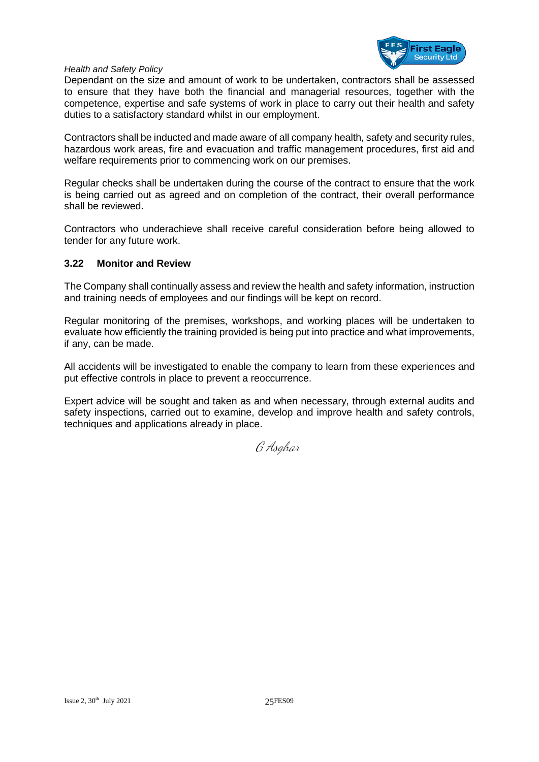Dependant on the size and amount of work to be undertaken, contractors shall be assessed to ensure that they have both the financial and managerial resources, together with the competence, expertise and safe systems of work in place to carry out their health and safety duties to a satisfactory standard whilst in our employment.

Contractors shall be inducted and made aware of all company health, safety and security rules, hazardous work areas, fire and evacuation and traffic management procedures, first aid and welfare requirements prior to commencing work on our premises.

Regular checks shall be undertaken during the course of the contract to ensure that the work is being carried out as agreed and on completion of the contract, their overall performance shall be reviewed.

Contractors who underachieve shall receive careful consideration before being allowed to tender for any future work.

### 3.22 Monitor and Review

The Company shall continually assess and review the health and safety information, instruction and training needs of employees and our findings will be kept on record.

Regular monitoring of the premises, workshops, and working places will be undertaken to evaluate how efficiently the training provided is being put into practice and what improvements, if any, can be made.

All accidents will be investigated to enable the company to learn from these experiences and put effective controls in place to prevent a reoccurrence.

Expert advice will be sought and taken as and when necessary, through external audits and safety inspections, carried out to examine, develop and improve health and safety controls, techniques and applications already in place.

G Asghar